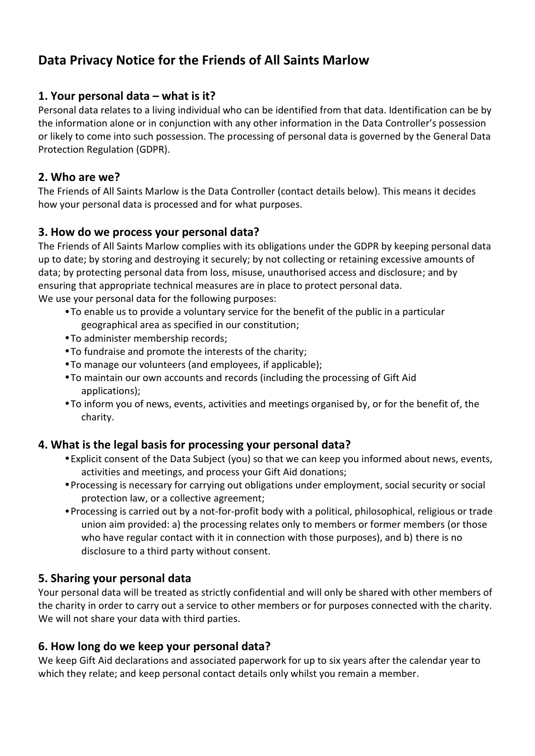# Data Privacy Notice for the Friends of All Saints Marlow

## 1. Your personal data – what is it?

Personal data relates to a living individual who can be identified from that data. Identification can be by the information alone or in conjunction with any other information in the Data Controller's possession or likely to come into such possession. The processing of personal data is governed by the General Data Protection Regulation (GDPR).

## 2. Who are we?

The Friends of All Saints Marlow is the Data Controller (contact details below). This means it decides how your personal data is processed and for what purposes.

## 3. How do we process your personal data?

The Friends of All Saints Marlow complies with its obligations under the GDPR by keeping personal data up to date; by storing and destroying it securely; by not collecting or retaining excessive amounts of data; by protecting personal data from loss, misuse, unauthorised access and disclosure; and by ensuring that appropriate technical measures are in place to protect personal data.

We use your personal data for the following purposes:

- To enable us to provide a voluntary service for the benefit of the public in a particular geographical area as specified in our constitution;
- To administer membership records;
- To fundraise and promote the interests of the charity;
- To manage our volunteers (and employees, if applicable);
- To maintain our own accounts and records (including the processing of Gift Aid applications);
- To inform you of news, events, activities and meetings organised by, or for the benefit of, the charity.

## 4. What is the legal basis for processing your personal data?

- Explicit consent of the Data Subject (you) so that we can keep you informed about news, events, activities and meetings, and process your Gift Aid donations;
- Processing is necessary for carrying out obligations under employment, social security or social protection law, or a collective agreement;
- Processing is carried out by a not-for-profit body with a political, philosophical, religious or trade union aim provided: a) the processing relates only to members or former members (or those who have regular contact with it in connection with those purposes), and b) there is no disclosure to a third party without consent.

## 5. Sharing your personal data

Your personal data will be treated as strictly confidential and will only be shared with other members of the charity in order to carry out a service to other members or for purposes connected with the charity. We will not share your data with third parties.

## 6. How long do we keep your personal data?

We keep Gift Aid declarations and associated paperwork for up to six years after the calendar year to which they relate; and keep personal contact details only whilst you remain a member.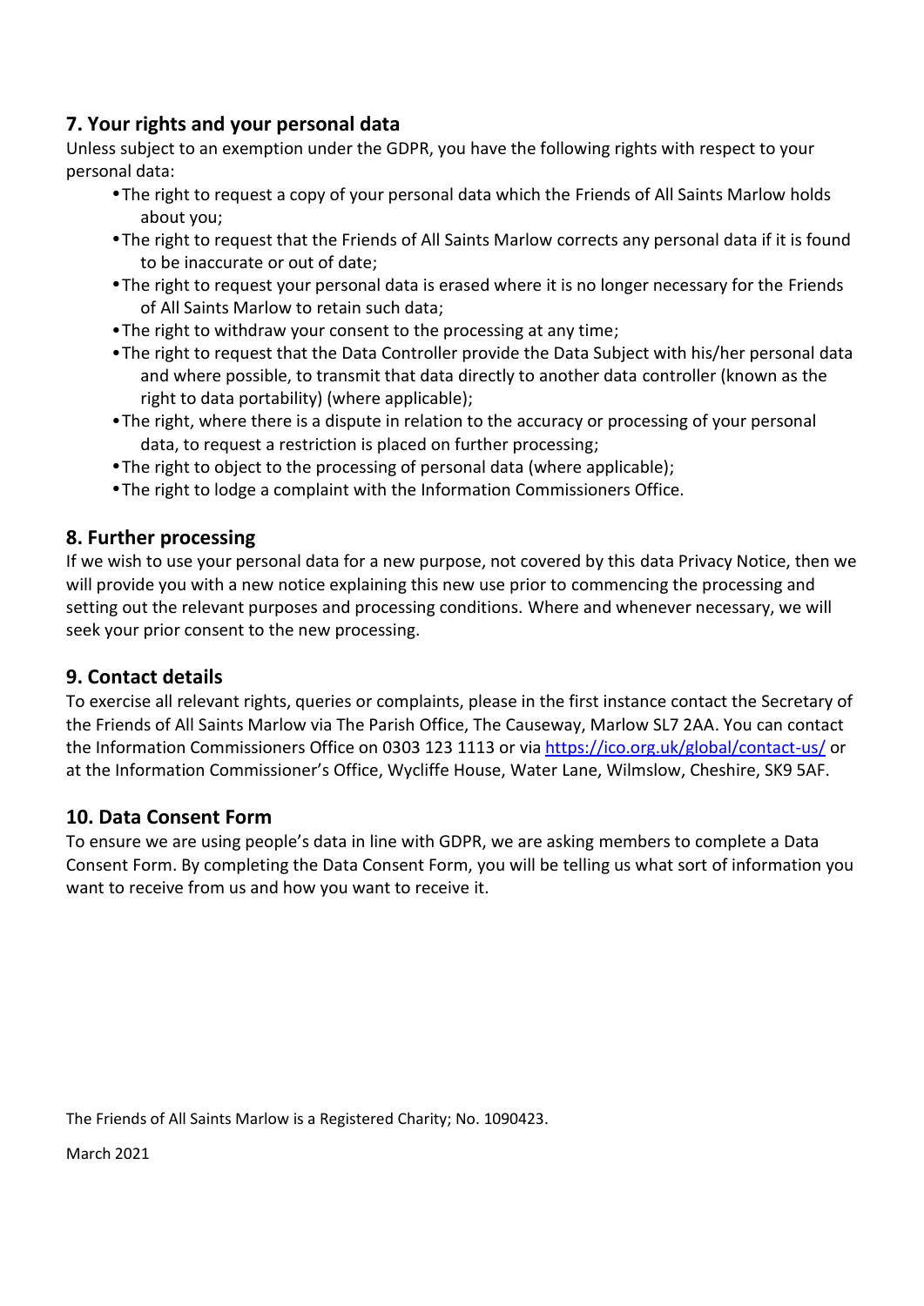## 7. Your rights and your personal data

Unless subject to an exemption under the GDPR, you have the following rights with respect to your personal data:

- The right to request a copy of your personal data which the Friends of All Saints Marlow holds about you;
- The right to request that the Friends of All Saints Marlow corrects any personal data if it is found to be inaccurate or out of date;
- The right to request your personal data is erased where it is no longer necessary for the Friends of All Saints Marlow to retain such data;
- The right to withdraw your consent to the processing at any time;
- The right to request that the Data Controller provide the Data Subject with his/her personal data and where possible, to transmit that data directly to another data controller (known as the right to data portability) (where applicable);
- The right, where there is a dispute in relation to the accuracy or processing of your personal data, to request a restriction is placed on further processing;
- The right to object to the processing of personal data (where applicable);
- The right to lodge a complaint with the Information Commissioners Office.

## 8. Further processing

If we wish to use your personal data for a new purpose, not covered by this data Privacy Notice, then we will provide you with a new notice explaining this new use prior to commencing the processing and setting out the relevant purposes and processing conditions. Where and whenever necessary, we will seek your prior consent to the new processing.

## 9. Contact details

To exercise all relevant rights, queries or complaints, please in the first instance contact the Secretary of the Friends of All Saints Marlow via The Parish Office, The Causeway, Marlow SL7 2AA. You can contact the Information Commissioners Office on 0303 123 1113 or via https://ico.org.uk/global/contact-us/ or at the Information Commissioner's Office, Wycliffe House, Water Lane, Wilmslow, Cheshire, SK9 5AF.

## 10. Data Consent Form

To ensure we are using people's data in line with GDPR, we are asking members to complete a Data Consent Form. By completing the Data Consent Form, you will be telling us what sort of information you want to receive from us and how you want to receive it.

The Friends of All Saints Marlow is a Registered Charity; No. 1090423.

March 2021